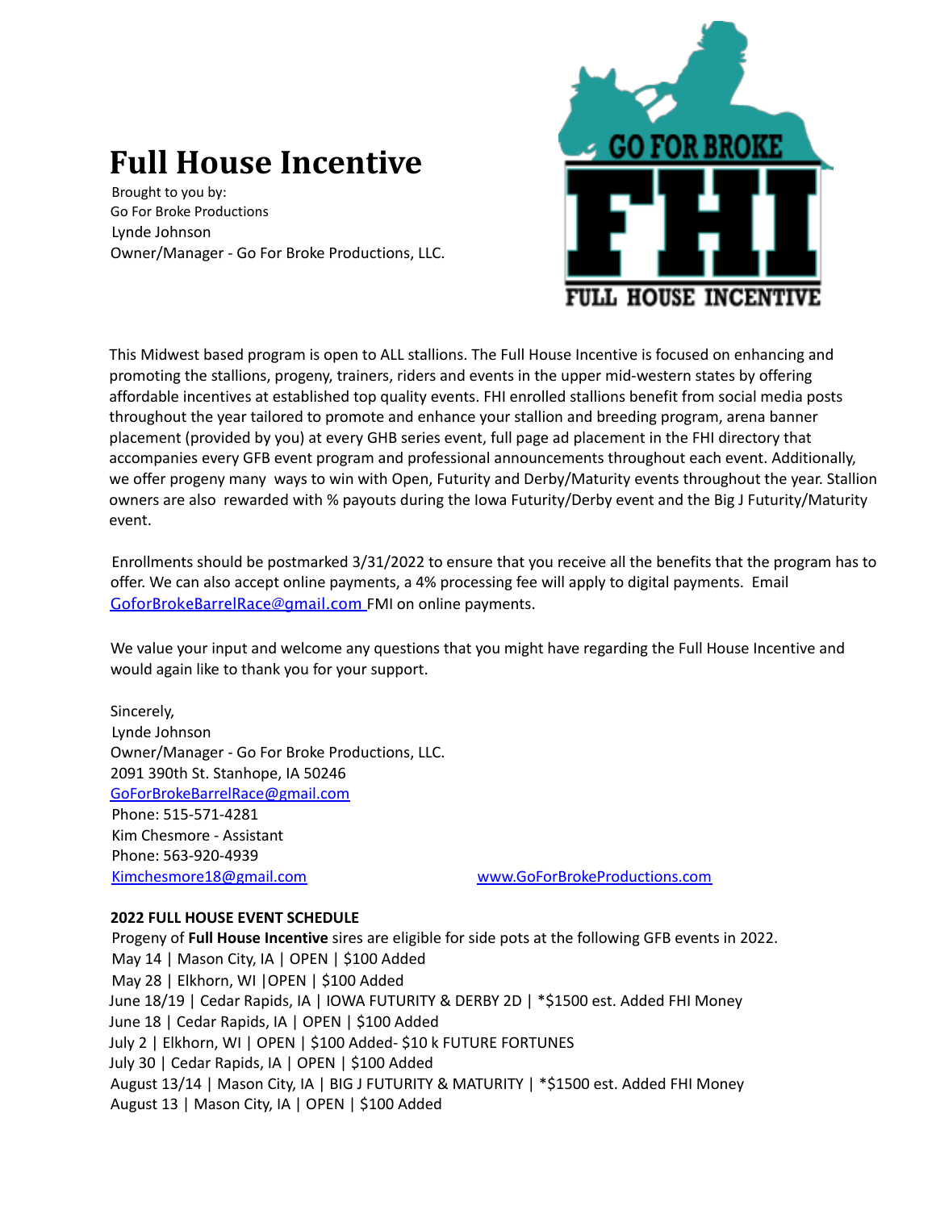# Full House Incentive

Brought to you by:
Go For Broke Productions
Lynde Johnson
Owner/Manager - Go For Broke Productions, LLC.

This Midwest based program is open to ALL stallions. The Full House Incentive is focused on enhancing and promoting the stallions, progeny, trainers, riders and events in the upper mid-western states by offering affordable incentives at established top quality events. FHI enrolled stallions benefit from social media posts throughout the year tailored to promote and enhance your stallion and breeding program, arena banner placement (provided by you) at every GHB series event, full page ad placement in the FHI directory that accompanies every GFB event program and professional announcements throughout each event. Additionally, we offer progeny many ways to win with Open, Futurity and Derby/Maturity events throughout the year. Stallion owners are also rewarded with % payouts during the Iowa Futurity/Derby event and the Big J Futurity/Maturity event.

Enrollments should be postmarked 3/31/2022 to ensure that you receive all the benefits that the program has to offer. We can also accept online payments, a 4% processing fee will apply to digital payments. Email GoforBrokeBarrelRace@gmail.com FMI on online payments.

We value your input and welcome any questions that you might have regarding the Full House Incentive and would again like to thank you for your support.

Sincerely,
Lynde Johnson
Owner/Manager - Go For Broke Productions, LLC.
2091 390th St. Stanhope, IA 50246
GoForBrokeBarrelRace@gmail.com
Phone: 515-571-4281
Kim Chesmore - Assistant
Phone: 563-920-4939
Kimchesmore18@gmail.com

www.GoForBrokeProductions.com

**2022 FULL HOUSE EVENT SCHEDULE**

Progeny of **Full House Incentive** sires are eligible for side pots at the following GFB events in 2022.

May 14 | Mason City, IA | OPEN | $100 Added
May 28 | Elkhorn, WI |OPEN | $100 Added
June 18/19 | Cedar Rapids, IA | IOWA FUTURITY & DERBY 2D | *$1500 est. Added FHI Money
June 18 | Cedar Rapids, IA | OPEN | $100 Added
July 2 | Elkhorn, WI | OPEN | $100 Added- $10 k FUTURE FORTUNES
July 30 | Cedar Rapids, IA | OPEN | $100 Added
August 13/14 | Mason City, IA | BIG J FUTURITY & MATURITY | *$1500 est. Added FHI Money
August 13 | Mason City, IA | OPEN | $100 Added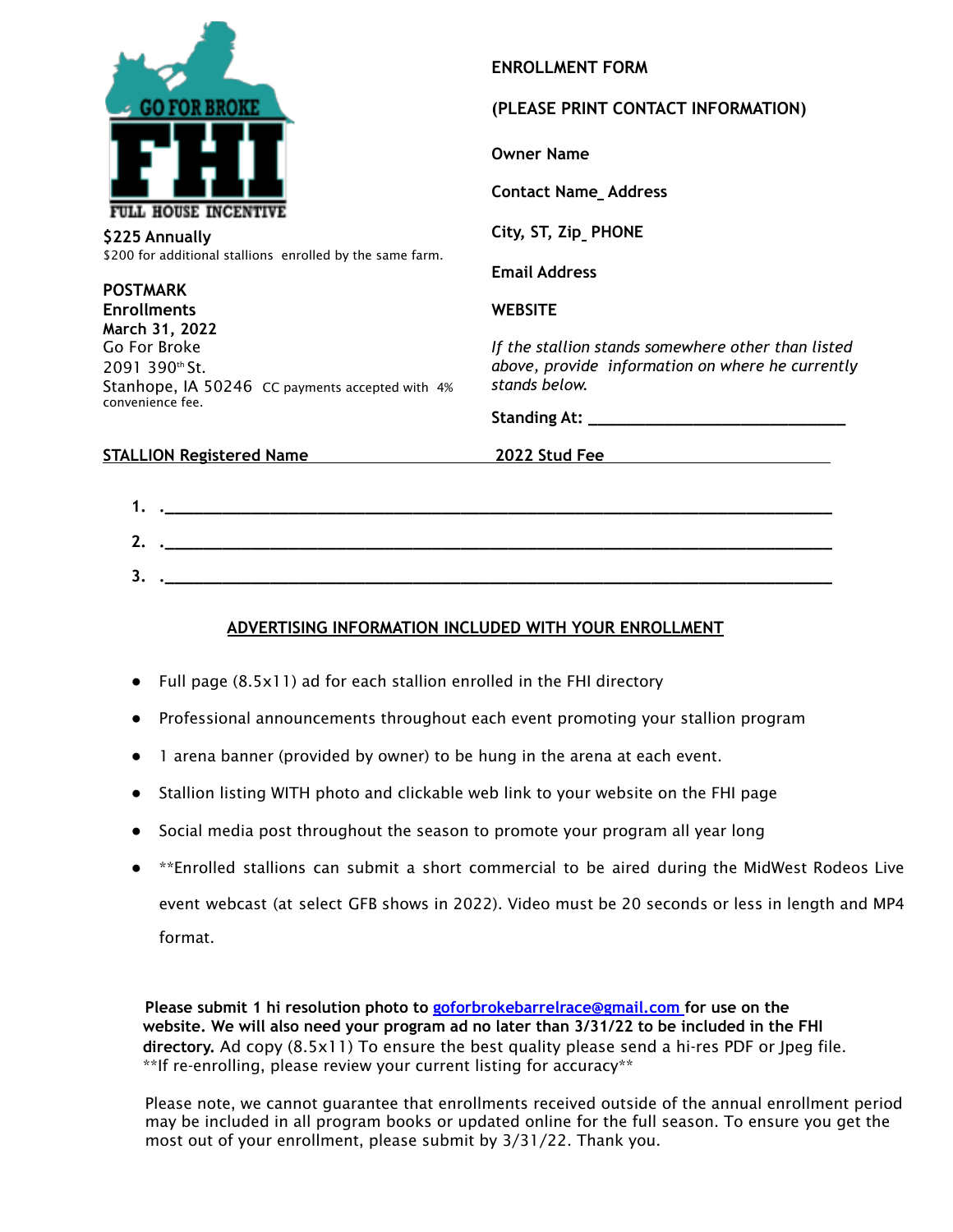GO FOR BROKE

FHI

FULL HOUSE INCENTIVE

**$225 Annually**

$200 for additional stallions enrolled by the same farm.

**POSTMARK Enrollments March 31, 2022**

Go For Broke
2091 390th St.
Stanhope, IA 50246 CC payments accepted with 4% convenience fee.

**ENROLLMENT FORM**

**(PLEASE PRINT CONTACT INFORMATION)**

**Owner Name**

**Contact Name_ Address**

**City, ST, Zip_ PHONE**

**Email Address**

**WEBSITE**

*If the stallion stands somewhere other than listed above, provide information on where he currently stands below.*

**Standing At:** ______________________________

**STALLION Registered Name** **2022 Stud Fee**

1. .___________________________________________________________________________
2. .___________________________________________________________________________
3. .___________________________________________________________________________

## ADVERTISING INFORMATION INCLUDED WITH YOUR ENROLLMENT

- Full page (8.5x11) ad for each stallion enrolled in the FHI directory
- Professional announcements throughout each event promoting your stallion program
- 1 arena banner (provided by owner) to be hung in the arena at each event.
- Stallion listing WITH photo and clickable web link to your website on the FHI page
- Social media post throughout the season to promote your program all year long
- **Enrolled stallions can submit a short commercial to be aired during the MidWest Rodeos Live event webcast (at select GFB shows in 2022). Video must be 20 seconds or less in length and MP4 format.

**Please submit 1 hi resolution photo to goforbrokebarrelrace@gmail.com for use on the website. We will also need your program ad no later than 3/31/22 to be included in the FHI directory.** Ad copy (8.5x11) To ensure the best quality please send a hi-res PDF or Jpeg file. **If re-enrolling, please review your current listing for accuracy**

Please note, we cannot guarantee that enrollments received outside of the annual enrollment period may be included in all program books or updated online for the full season. To ensure you get the most out of your enrollment, please submit by 3/31/22. Thank you.